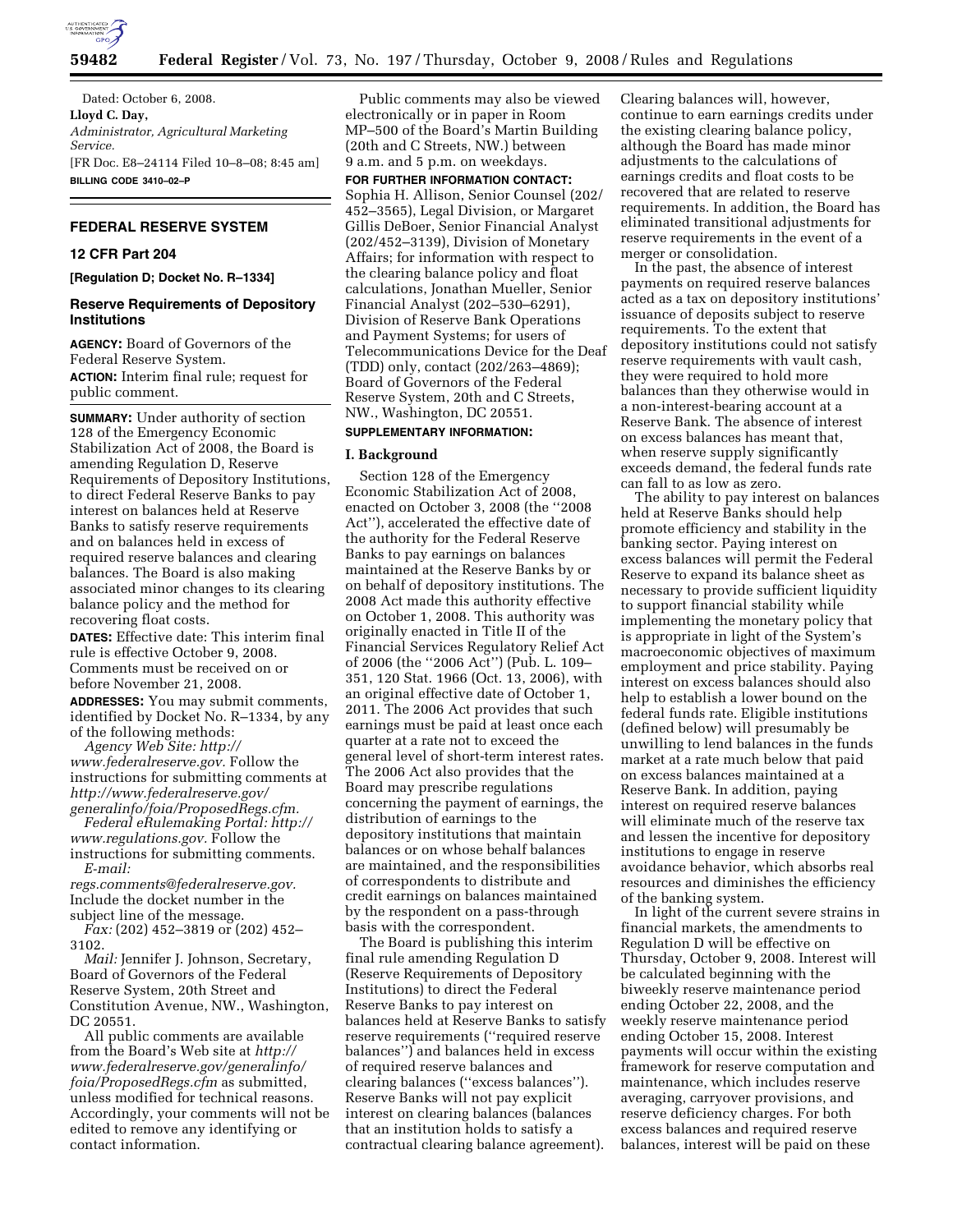Dated: October 6, 2008.

**Lloyd C. Day,**

*Administrator, Agricultural Marketing Service.*

[FR Doc. E8–24114 Filed 10–8–08; 8:45 am]

**BILLING CODE 3410–02–P**

## FEDERAL RESERVE SYSTEM

### 12 CFR Part 204

**[Regulation D; Docket No. R–1334]**

### Reserve Requirements of Depository Institutions

**AGENCY:** Board of Governors of the Federal Reserve System.

**ACTION:** Interim final rule; request for public comment.

**SUMMARY:** Under authority of section 128 of the Emergency Economic Stabilization Act of 2008, the Board is amending Regulation D, Reserve Requirements of Depository Institutions, to direct Federal Reserve Banks to pay interest on balances held at Reserve Banks to satisfy reserve requirements and on balances held in excess of required reserve balances and clearing balances. The Board is also making associated minor changes to its clearing balance policy and the method for recovering float costs.

**DATES:** Effective date: This interim final rule is effective October 9, 2008. Comments must be received on or before November 21, 2008.

**ADDRESSES:** You may submit comments, identified by Docket No. R–1334, by any of the following methods:

*Agency Web Site: http://www.federalreserve.gov.* Follow the instructions for submitting comments at *http://www.federalreserve.gov/generalinfo/foia/ProposedRegs.cfm.*

*Federal eRulemaking Portal: http://www.regulations.gov.* Follow the instructions for submitting comments.

*E-mail: regs.comments@federalreserve.gov.* Include the docket number in the subject line of the message.

*Fax:* (202) 452–3819 or (202) 452–3102.

*Mail:* Jennifer J. Johnson, Secretary, Board of Governors of the Federal Reserve System, 20th Street and Constitution Avenue, NW., Washington, DC 20551.

All public comments are available from the Board's Web site at *http://www.federalreserve.gov/generalinfo/foia/ProposedRegs.cfm* as submitted, unless modified for technical reasons. Accordingly, your comments will not be edited to remove any identifying or contact information.

Public comments may also be viewed electronically or in paper in Room MP–500 of the Board's Martin Building (20th and C Streets, NW.) between 9 a.m. and 5 p.m. on weekdays.

**FOR FURTHER INFORMATION CONTACT:** Sophia H. Allison, Senior Counsel (202/452–3565), Legal Division, or Margaret Gillis DeBoer, Senior Financial Analyst (202/452–3139), Division of Monetary Affairs; for information with respect to the clearing balance policy and float calculations, Jonathan Mueller, Senior Financial Analyst (202–530–6291), Division of Reserve Bank Operations and Payment Systems; for users of Telecommunications Device for the Deaf (TDD) only, contact (202/263–4869); Board of Governors of the Federal Reserve System, 20th and C Streets, NW., Washington, DC 20551.

**SUPPLEMENTARY INFORMATION:**

#### I. Background

Section 128 of the Emergency Economic Stabilization Act of 2008, enacted on October 3, 2008 (the ''2008 Act''), accelerated the effective date of the authority for the Federal Reserve Banks to pay earnings on balances maintained at the Reserve Banks by or on behalf of depository institutions. The 2008 Act made this authority effective on October 1, 2008. This authority was originally enacted in Title II of the Financial Services Regulatory Relief Act of 2006 (the ''2006 Act'') (Pub. L. 109–351, 120 Stat. 1966 (Oct. 13, 2006), with an original effective date of October 1, 2011. The 2006 Act provides that such earnings must be paid at least once each quarter at a rate not to exceed the general level of short-term interest rates. The 2006 Act also provides that the Board may prescribe regulations concerning the payment of earnings, the distribution of earnings to the depository institutions that maintain balances or on whose behalf balances are maintained, and the responsibilities of correspondents to distribute and credit earnings on balances maintained by the respondent on a pass-through basis with the correspondent.

The Board is publishing this interim final rule amending Regulation D (Reserve Requirements of Depository Institutions) to direct the Federal Reserve Banks to pay interest on balances held at Reserve Banks to satisfy reserve requirements (''required reserve balances'') and balances held in excess of required reserve balances and clearing balances (''excess balances''). Reserve Banks will not pay explicit interest on clearing balances (balances that an institution holds to satisfy a contractual clearing balance agreement). Clearing balances will, however, continue to earn earnings credits under the existing clearing balance policy, although the Board has made minor adjustments to the calculations of earnings credits and float costs to be recovered that are related to reserve requirements. In addition, the Board has eliminated transitional adjustments for reserve requirements in the event of a merger or consolidation.

In the past, the absence of interest payments on required reserve balances acted as a tax on depository institutions' issuance of deposits subject to reserve requirements. To the extent that depository institutions could not satisfy reserve requirements with vault cash, they were required to hold more balances than they otherwise would in a non-interest-bearing account at a Reserve Bank. The absence of interest on excess balances has meant that, when reserve supply significantly exceeds demand, the federal funds rate can fall to as low as zero.

The ability to pay interest on balances held at Reserve Banks should help promote efficiency and stability in the banking sector. Paying interest on excess balances will permit the Federal Reserve to expand its balance sheet as necessary to provide sufficient liquidity to support financial stability while implementing the monetary policy that is appropriate in light of the System's macroeconomic objectives of maximum employment and price stability. Paying interest on excess balances should also help to establish a lower bound on the federal funds rate. Eligible institutions (defined below) will presumably be unwilling to lend balances in the funds market at a rate much below that paid on excess balances maintained at a Reserve Bank. In addition, paying interest on required reserve balances will eliminate much of the reserve tax and lessen the incentive for depository institutions to engage in reserve avoidance behavior, which absorbs real resources and diminishes the efficiency of the banking system.

In light of the current severe strains in financial markets, the amendments to Regulation D will be effective on Thursday, October 9, 2008. Interest will be calculated beginning with the biweekly reserve maintenance period ending October 22, 2008, and the weekly reserve maintenance period ending October 15, 2008. Interest payments will occur within the existing framework for reserve computation and maintenance, which includes reserve averaging, carryover provisions, and reserve deficiency charges. For both excess balances and required reserve balances, interest will be paid on these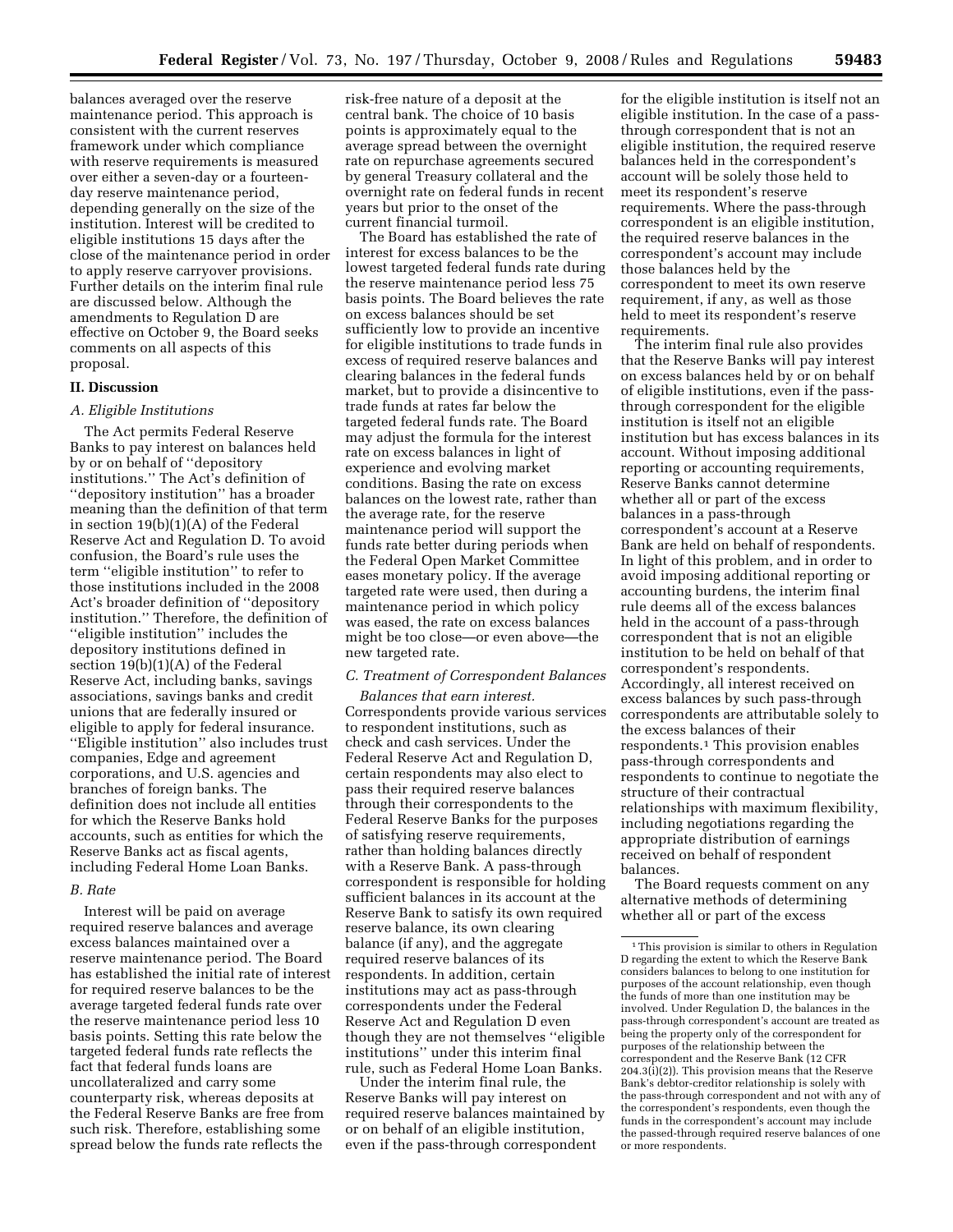balances averaged over the reserve maintenance period. This approach is consistent with the current reserves framework under which compliance with reserve requirements is measured over either a seven-day or a fourteen-day reserve maintenance period, depending generally on the size of the institution. Interest will be credited to eligible institutions 15 days after the close of the maintenance period in order to apply reserve carryover provisions. Further details on the interim final rule are discussed below. Although the amendments to Regulation D are effective on October 9, the Board seeks comments on all aspects of this proposal.

## II. Discussion

### A. Eligible Institutions

The Act permits Federal Reserve Banks to pay interest on balances held by or on behalf of "depository institutions." The Act's definition of "depository institution" has a broader meaning than the definition of that term in section 19(b)(1)(A) of the Federal Reserve Act and Regulation D. To avoid confusion, the Board's rule uses the term "eligible institution" to refer to those institutions included in the 2008 Act's broader definition of "depository institution." Therefore, the definition of "eligible institution" includes the depository institutions defined in section 19(b)(1)(A) of the Federal Reserve Act, including banks, savings associations, savings banks and credit unions that are federally insured or eligible to apply for federal insurance. "Eligible institution" also includes trust companies, Edge and agreement corporations, and U.S. agencies and branches of foreign banks. The definition does not include all entities for which the Reserve Banks hold accounts, such as entities for which the Reserve Banks act as fiscal agents, including Federal Home Loan Banks.

### B. Rate

Interest will be paid on average required reserve balances and average excess balances maintained over a reserve maintenance period. The Board has established the initial rate of interest for required reserve balances to be the average targeted federal funds rate over the reserve maintenance period less 10 basis points. Setting this rate below the targeted federal funds rate reflects the fact that federal funds loans are uncollateralized and carry some counterparty risk, whereas deposits at the Federal Reserve Banks are free from such risk. Therefore, establishing some spread below the funds rate reflects the risk-free nature of a deposit at the central bank. The choice of 10 basis points is approximately equal to the average spread between the overnight rate on repurchase agreements secured by general Treasury collateral and the overnight rate on federal funds in recent years but prior to the onset of the current financial turmoil.

The Board has established the rate of interest for excess balances to be the lowest targeted federal funds rate during the reserve maintenance period less 75 basis points. The Board believes the rate on excess balances should be set sufficiently low to provide an incentive for eligible institutions to trade funds in excess of required reserve balances and clearing balances in the federal funds market, but to provide a disincentive to trade funds at rates far below the targeted federal funds rate. The Board may adjust the formula for the interest rate on excess balances in light of experience and evolving market conditions. Basing the rate on excess balances on the lowest rate, rather than the average rate, for the reserve maintenance period will support the funds rate better during periods when the Federal Open Market Committee eases monetary policy. If the average targeted rate were used, then during a maintenance period in which policy was eased, the rate on excess balances might be too close—or even above—the new targeted rate.

### C. Treatment of Correspondent Balances

*Balances that earn interest.* Correspondents provide various services to respondent institutions, such as check and cash services. Under the Federal Reserve Act and Regulation D, certain respondents may also elect to pass their required reserve balances through their correspondents to the Federal Reserve Banks for the purposes of satisfying reserve requirements, rather than holding balances directly with a Reserve Bank. A pass-through correspondent is responsible for holding sufficient balances in its account at the Reserve Bank to satisfy its own required reserve balance, its own clearing balance (if any), and the aggregate required reserve balances of its respondents. In addition, certain institutions may act as pass-through correspondents under the Federal Reserve Act and Regulation D even though they are not themselves "eligible institutions" under this interim final rule, such as Federal Home Loan Banks.

Under the interim final rule, the Reserve Banks will pay interest on required reserve balances maintained by or on behalf of an eligible institution, even if the pass-through correspondent for the eligible institution is itself not an eligible institution. In the case of a pass-through correspondent that is not an eligible institution, the required reserve balances held in the correspondent's account will be solely those held to meet its respondent's reserve requirements. Where the pass-through correspondent is an eligible institution, the required reserve balances in the correspondent's account may include those balances held by the correspondent to meet its own reserve requirement, if any, as well as those held to meet its respondent's reserve requirements.

The interim final rule also provides that the Reserve Banks will pay interest on excess balances held by or on behalf of eligible institutions, even if the pass-through correspondent for the eligible institution is itself not an eligible institution but has excess balances in its account. Without imposing additional reporting or accounting requirements, Reserve Banks cannot determine whether all or part of the excess balances in a pass-through correspondent's account at a Reserve Bank are held on behalf of respondents. In light of this problem, and in order to avoid imposing additional reporting or accounting burdens, the interim final rule deems all of the excess balances held in the account of a pass-through correspondent that is not an eligible institution to be held on behalf of that correspondent's respondents. Accordingly, all interest received on excess balances by such pass-through correspondents are attributable solely to the excess balances of their respondents.[1] This provision enables pass-through correspondents and respondents to continue to negotiate the structure of their contractual relationships with maximum flexibility, including negotiations regarding the appropriate distribution of earnings received on behalf of respondent balances.

The Board requests comment on any alternative methods of determining whether all or part of the excess

---

[1] This provision is similar to others in Regulation D regarding the extent to which the Reserve Bank considers balances to belong to one institution for purposes of the account relationship, even though the funds of more than one institution may be involved. Under Regulation D, the balances in the pass-through correspondent's account are treated as being the property only of the correspondent for purposes of the relationship between the correspondent and the Reserve Bank (12 CFR 204.3(i)(2)). This provision means that the Reserve Bank's debtor-creditor relationship is solely with the pass-through correspondent and not with any of the correspondent's respondents, even though the funds in the correspondent's account may include the passed-through required reserve balances of one or more respondents.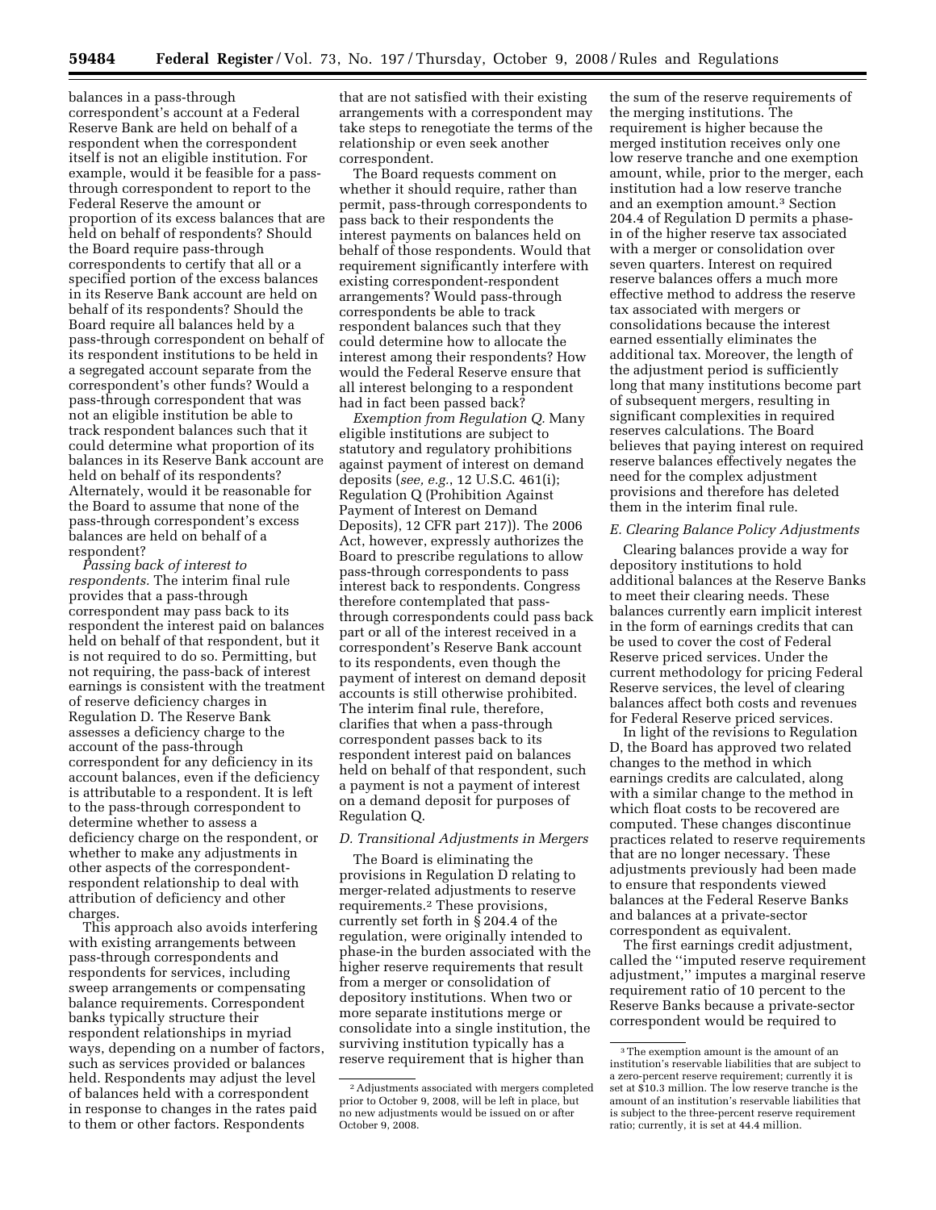balances in a pass-through correspondent's account at a Federal Reserve Bank are held on behalf of a respondent when the correspondent itself is not an eligible institution. For example, would it be feasible for a pass-through correspondent to report to the Federal Reserve the amount or proportion of its excess balances that are held on behalf of respondents? Should the Board require pass-through correspondents to certify that all or a specified portion of the excess balances in its Reserve Bank account are held on behalf of its respondents? Should the Board require all balances held by a pass-through correspondent on behalf of its respondent institutions to be held in a segregated account separate from the correspondent's other funds? Would a pass-through correspondent that was not an eligible institution be able to track respondent balances such that it could determine what proportion of its balances in its Reserve Bank account are held on behalf of its respondents? Alternately, would it be reasonable for the Board to assume that none of the pass-through correspondent's excess balances are held on behalf of a respondent?

*Passing back of interest to respondents.* The interim final rule provides that a pass-through correspondent may pass back to its respondent the interest paid on balances held on behalf of that respondent, but it is not required to do so. Permitting, but not requiring, the pass-back of interest earnings is consistent with the treatment of reserve deficiency charges in Regulation D. The Reserve Bank assesses a deficiency charge to the account of the pass-through correspondent for any deficiency in its account balances, even if the deficiency is attributable to a respondent. It is left to the pass-through correspondent to determine whether to assess a deficiency charge on the respondent, or whether to make any adjustments in other aspects of the correspondent-respondent relationship to deal with attribution of deficiency and other charges.

This approach also avoids interfering with existing arrangements between pass-through correspondents and respondents for services, including sweep arrangements or compensating balance requirements. Correspondent banks typically structure their respondent relationships in myriad ways, depending on a number of factors, such as services provided or balances held. Respondents may adjust the level of balances held with a correspondent in response to changes in the rates paid to them or other factors. Respondents that are not satisfied with their existing arrangements with a correspondent may take steps to renegotiate the terms of the relationship or even seek another correspondent.

The Board requests comment on whether it should require, rather than permit, pass-through correspondents to pass back to their respondents the interest payments on balances held on behalf of those respondents. Would that requirement significantly interfere with existing correspondent-respondent arrangements? Would pass-through correspondents be able to track respondent balances such that they could determine how to allocate the interest among their respondents? How would the Federal Reserve ensure that all interest belonging to a respondent had in fact been passed back?

*Exemption from Regulation Q.* Many eligible institutions are subject to statutory and regulatory prohibitions against payment of interest on demand deposits (*see, e.g.*, 12 U.S.C. 461(i); Regulation Q (Prohibition Against Payment of Interest on Demand Deposits), 12 CFR part 217)). The 2006 Act, however, expressly authorizes the Board to prescribe regulations to allow pass-through correspondents to pass interest back to respondents. Congress therefore contemplated that pass-through correspondents could pass back part or all of the interest received in a correspondent's Reserve Bank account to its respondents, even though the payment of interest on demand deposit accounts is still otherwise prohibited. The interim final rule, therefore, clarifies that when a pass-through correspondent passes back to its respondent interest paid on balances held on behalf of that respondent, such a payment is not a payment of interest on a demand deposit for purposes of Regulation Q.

### *D. Transitional Adjustments in Mergers*

The Board is eliminating the provisions in Regulation D relating to merger-related adjustments to reserve requirements.[2] These provisions, currently set forth in § 204.4 of the regulation, were originally intended to phase-in the burden associated with the higher reserve requirements that result from a merger or consolidation of depository institutions. When two or more separate institutions merge or consolidate into a single institution, the surviving institution typically has a reserve requirement that is higher than the sum of the reserve requirements of the merging institutions. The requirement is higher because the merged institution receives only one low reserve tranche and one exemption amount, while, prior to the merger, each institution had a low reserve tranche and an exemption amount.[3] Section 204.4 of Regulation D permits a phase-in of the higher reserve tax associated with a merger or consolidation over seven quarters. Interest on required reserve balances offers a much more effective method to address the reserve tax associated with mergers or consolidations because the interest earned essentially eliminates the additional tax. Moreover, the length of the adjustment period is sufficiently long that many institutions become part of subsequent mergers, resulting in significant complexities in required reserves calculations. The Board believes that paying interest on required reserve balances effectively negates the need for the complex adjustment provisions and therefore has deleted them in the interim final rule.

### *E. Clearing Balance Policy Adjustments*

Clearing balances provide a way for depository institutions to hold additional balances at the Reserve Banks to meet their clearing needs. These balances currently earn implicit interest in the form of earnings credits that can be used to cover the cost of Federal Reserve priced services. Under the current methodology for pricing Federal Reserve services, the level of clearing balances affect both costs and revenues for Federal Reserve priced services.

In light of the revisions to Regulation D, the Board has approved two related changes to the method in which earnings credits are calculated, along with a similar change to the method in which float costs to be recovered are computed. These changes discontinue practices related to reserve requirements that are no longer necessary. These adjustments previously had been made to ensure that respondents viewed balances at the Federal Reserve Banks and balances at a private-sector correspondent as equivalent.

The first earnings credit adjustment, called the ''imputed reserve requirement adjustment,'' imputes a marginal reserve requirement ratio of 10 percent to the Reserve Banks because a private-sector correspondent would be required to

---

[2] Adjustments associated with mergers completed prior to October 9, 2008, will be left in place, but no new adjustments would be issued on or after October 9, 2008.

[3] The exemption amount is the amount of an institution's reservable liabilities that are subject to a zero-percent reserve requirement; currently it is set at $10.3 million. The low reserve tranche is the amount of an institution's reservable liabilities that is subject to the three-percent reserve requirement ratio; currently, it is set at 44.4 million.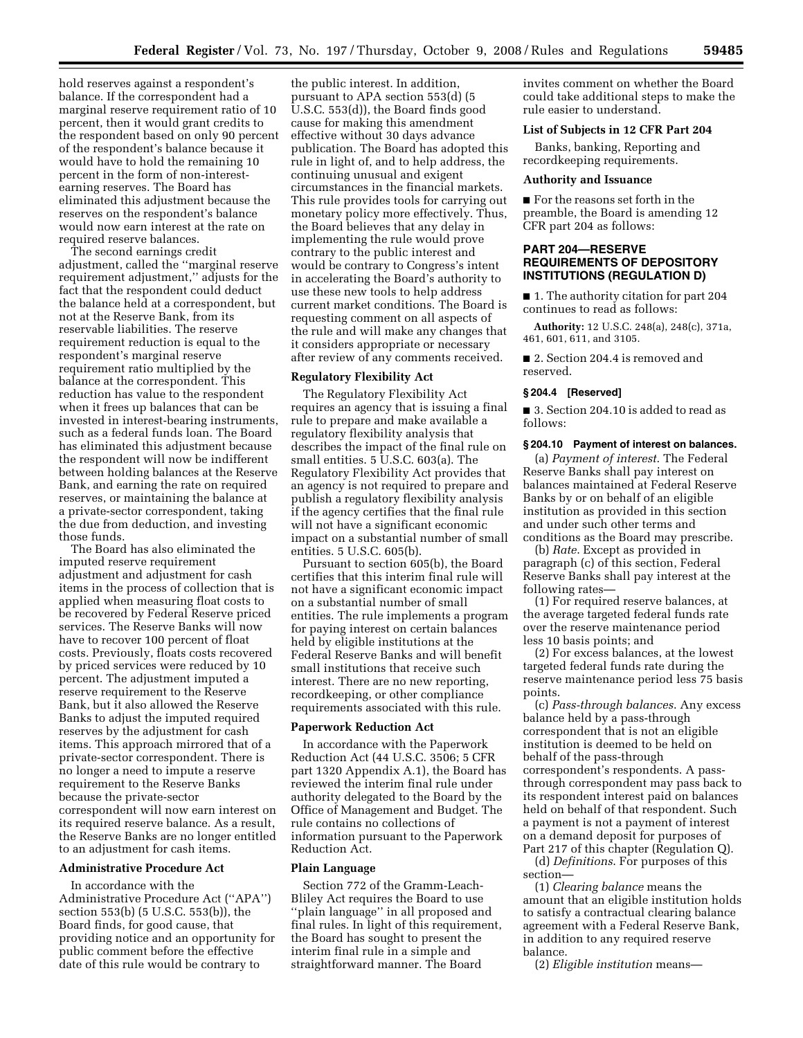hold reserves against a respondent's balance. If the correspondent had a marginal reserve requirement ratio of 10 percent, then it would grant credits to the respondent based on only 90 percent of the respondent's balance because it would have to hold the remaining 10 percent in the form of non-interest-earning reserves. The Board has eliminated this adjustment because the reserves on the respondent's balance would now earn interest at the rate on required reserve balances.

The second earnings credit adjustment, called the ''marginal reserve requirement adjustment,'' adjusts for the fact that the respondent could deduct the balance held at a correspondent, but not at the Reserve Bank, from its reservable liabilities. The reserve requirement reduction is equal to the respondent's marginal reserve requirement ratio multiplied by the balance at the correspondent. This reduction has value to the respondent when it frees up balances that can be invested in interest-bearing instruments, such as a federal funds loan. The Board has eliminated this adjustment because the respondent will now be indifferent between holding balances at the Reserve Bank, and earning the rate on required reserves, or maintaining the balance at a private-sector correspondent, taking the due from deduction, and investing those funds.

The Board has also eliminated the imputed reserve requirement adjustment and adjustment for cash items in the process of collection that is applied when measuring float costs to be recovered by Federal Reserve priced services. The Reserve Banks will now have to recover 100 percent of float costs. Previously, floats costs recovered by priced services were reduced by 10 percent. The adjustment imputed a reserve requirement to the Reserve Bank, but it also allowed the Reserve Banks to adjust the imputed required reserves by the adjustment for cash items. This approach mirrored that of a private-sector correspondent. There is no longer a need to impute a reserve requirement to the Reserve Banks because the private-sector correspondent will now earn interest on its required reserve balance. As a result, the Reserve Banks are no longer entitled to an adjustment for cash items.

## Administrative Procedure Act

In accordance with the Administrative Procedure Act (''APA'') section 553(b) (5 U.S.C. 553(b)), the Board finds, for good cause, that providing notice and an opportunity for public comment before the effective date of this rule would be contrary to the public interest. In addition, pursuant to APA section 553(d) (5 U.S.C. 553(d)), the Board finds good cause for making this amendment effective without 30 days advance publication. The Board has adopted this rule in light of, and to help address, the continuing unusual and exigent circumstances in the financial markets. This rule provides tools for carrying out monetary policy more effectively. Thus, the Board believes that any delay in implementing the rule would prove contrary to the public interest and would be contrary to Congress's intent in accelerating the Board's authority to use these new tools to help address current market conditions. The Board is requesting comment on all aspects of the rule and will make any changes that it considers appropriate or necessary after review of any comments received.

## Regulatory Flexibility Act

The Regulatory Flexibility Act requires an agency that is issuing a final rule to prepare and make available a regulatory flexibility analysis that describes the impact of the final rule on small entities. 5 U.S.C. 603(a). The Regulatory Flexibility Act provides that an agency is not required to prepare and publish a regulatory flexibility analysis if the agency certifies that the final rule will not have a significant economic impact on a substantial number of small entities. 5 U.S.C. 605(b).

Pursuant to section 605(b), the Board certifies that this interim final rule will not have a significant economic impact on a substantial number of small entities. The rule implements a program for paying interest on certain balances held by eligible institutions at the Federal Reserve Banks and will benefit small institutions that receive such interest. There are no new reporting, recordkeeping, or other compliance requirements associated with this rule.

## Paperwork Reduction Act

In accordance with the Paperwork Reduction Act (44 U.S.C. 3506; 5 CFR part 1320 Appendix A.1), the Board has reviewed the interim final rule under authority delegated to the Board by the Office of Management and Budget. The rule contains no collections of information pursuant to the Paperwork Reduction Act.

## Plain Language

Section 772 of the Gramm-Leach-Bliley Act requires the Board to use ''plain language'' in all proposed and final rules. In light of this requirement, the Board has sought to present the interim final rule in a simple and straightforward manner. The Board invites comment on whether the Board could take additional steps to make the rule easier to understand.

## List of Subjects in 12 CFR Part 204

Banks, banking, Reporting and recordkeeping requirements.

## Authority and Issuance

■ For the reasons set forth in the preamble, the Board is amending 12 CFR part 204 as follows:

## PART 204—RESERVE REQUIREMENTS OF DEPOSITORY INSTITUTIONS (REGULATION D)

■ 1. The authority citation for part 204 continues to read as follows:

**Authority:** 12 U.S.C. 248(a), 248(c), 371a, 461, 601, 611, and 3105.

■ 2. Section 204.4 is removed and reserved.

### § 204.4 [Reserved]

■ 3. Section 204.10 is added to read as follows:

### § 204.10 Payment of interest on balances.

(a) *Payment of interest.* The Federal Reserve Banks shall pay interest on balances maintained at Federal Reserve Banks by or on behalf of an eligible institution as provided in this section and under such other terms and conditions as the Board may prescribe.

(b) *Rate.* Except as provided in paragraph (c) of this section, Federal Reserve Banks shall pay interest at the following rates—

(1) For required reserve balances, at the average targeted federal funds rate over the reserve maintenance period less 10 basis points; and

(2) For excess balances, at the lowest targeted federal funds rate during the reserve maintenance period less 75 basis points.

(c) *Pass-through balances.* Any excess balance held by a pass-through correspondent that is not an eligible institution is deemed to be held on behalf of the pass-through correspondent's respondents. A pass-through correspondent may pass back to its respondent interest paid on balances held on behalf of that respondent. Such a payment is not a payment of interest on a demand deposit for purposes of Part 217 of this chapter (Regulation Q).

(d) *Definitions.* For purposes of this section—

(1) *Clearing balance* means the amount that an eligible institution holds to satisfy a contractual clearing balance agreement with a Federal Reserve Bank, in addition to any required reserve balance.

(2) *Eligible institution* means—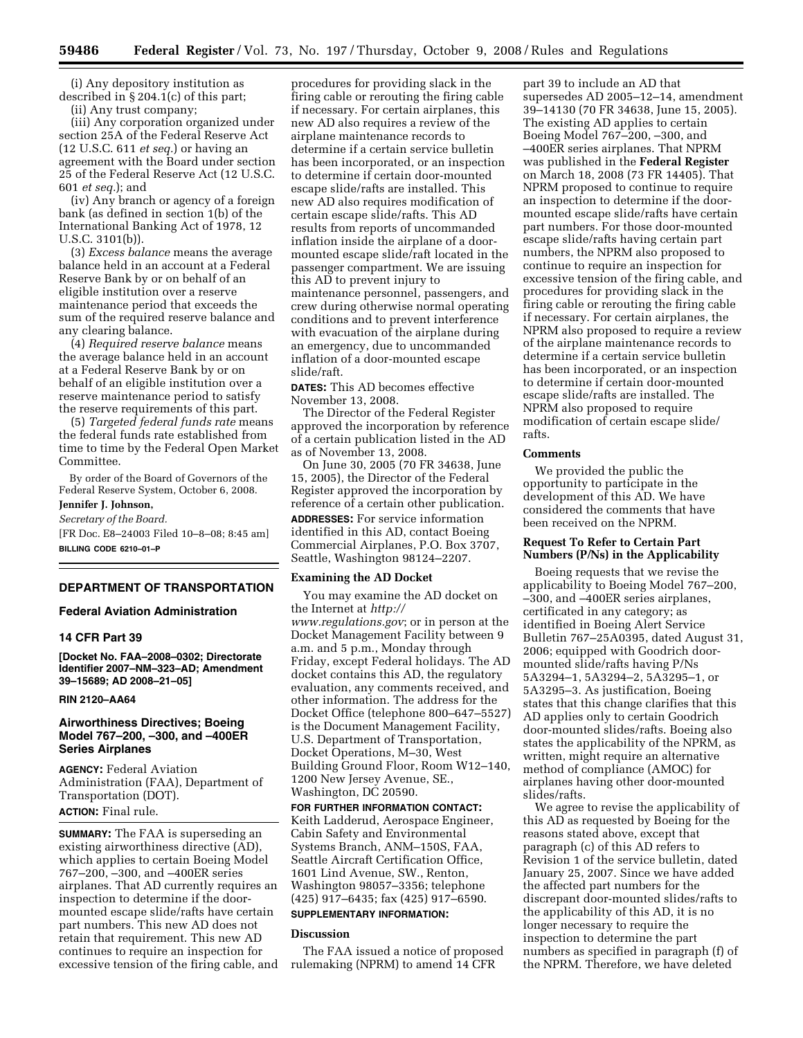(i) Any depository institution as described in § 204.1(c) of this part;

(ii) Any trust company;

(iii) Any corporation organized under section 25A of the Federal Reserve Act (12 U.S.C. 611 *et seq.*) or having an agreement with the Board under section 25 of the Federal Reserve Act (12 U.S.C. 601 *et seq.*); and

(iv) Any branch or agency of a foreign bank (as defined in section 1(b) of the International Banking Act of 1978, 12 U.S.C. 3101(b)).

(3) *Excess balance* means the average balance held in an account at a Federal Reserve Bank by or on behalf of an eligible institution over a reserve maintenance period that exceeds the sum of the required reserve balance and any clearing balance.

(4) *Required reserve balance* means the average balance held in an account at a Federal Reserve Bank by or on behalf of an eligible institution over a reserve maintenance period to satisfy the reserve requirements of this part.

(5) *Targeted federal funds rate* means the federal funds rate established from time to time by the Federal Open Market Committee.

By order of the Board of Governors of the Federal Reserve System, October 6, 2008.

**Jennifer J. Johnson,**

*Secretary of the Board.*

[FR Doc. E8–24003 Filed 10–8–08; 8:45 am]

**BILLING CODE 6210–01–P**

## DEPARTMENT OF TRANSPORTATION

### Federal Aviation Administration

### 14 CFR Part 39

**[Docket No. FAA–2008–0302; Directorate Identifier 2007–NM–323–AD; Amendment 39–15689; AD 2008–21–05]**

**RIN 2120–AA64**

## Airworthiness Directives; Boeing Model 767–200, –300, and –400ER Series Airplanes

**AGENCY:** Federal Aviation Administration (FAA), Department of Transportation (DOT).

**ACTION:** Final rule.

**SUMMARY:** The FAA is superseding an existing airworthiness directive (AD), which applies to certain Boeing Model 767–200, –300, and –400ER series airplanes. That AD currently requires an inspection to determine if the door-mounted escape slide/rafts have certain part numbers. This new AD does not retain that requirement. This new AD continues to require an inspection for excessive tension of the firing cable, and procedures for providing slack in the firing cable or rerouting the firing cable if necessary. For certain airplanes, this new AD also requires a review of the airplane maintenance records to determine if a certain service bulletin has been incorporated, or an inspection to determine if certain door-mounted escape slide/rafts are installed. This new AD also requires modification of certain escape slide/rafts. This AD results from reports of uncommanded inflation inside the airplane of a door-mounted escape slide/raft located in the passenger compartment. We are issuing this AD to prevent injury to maintenance personnel, passengers, and crew during otherwise normal operating conditions and to prevent interference with evacuation of the airplane during an emergency, due to uncommanded inflation of a door-mounted escape slide/raft.

**DATES:** This AD becomes effective November 13, 2008.

The Director of the Federal Register approved the incorporation by reference of a certain publication listed in the AD as of November 13, 2008.

On June 30, 2005 (70 FR 34638, June 15, 2005), the Director of the Federal Register approved the incorporation by reference of a certain other publication.

**ADDRESSES:** For service information identified in this AD, contact Boeing Commercial Airplanes, P.O. Box 3707, Seattle, Washington 98124–2207.

### Examining the AD Docket

You may examine the AD docket on the Internet at *http://www.regulations.gov*; or in person at the Docket Management Facility between 9 a.m. and 5 p.m., Monday through Friday, except Federal holidays. The AD docket contains this AD, the regulatory evaluation, any comments received, and other information. The address for the Docket Office (telephone 800–647–5527) is the Document Management Facility, U.S. Department of Transportation, Docket Operations, M–30, West Building Ground Floor, Room W12–140, 1200 New Jersey Avenue, SE., Washington, DC 20590.

**FOR FURTHER INFORMATION CONTACT:** Keith Ladderud, Aerospace Engineer, Cabin Safety and Environmental Systems Branch, ANM–150S, FAA, Seattle Aircraft Certification Office, 1601 Lind Avenue, SW., Renton, Washington 98057–3356; telephone (425) 917–6435; fax (425) 917–6590.

**SUPPLEMENTARY INFORMATION:**

### Discussion

The FAA issued a notice of proposed rulemaking (NPRM) to amend 14 CFR part 39 to include an AD that supersedes AD 2005–12–14, amendment 39–14130 (70 FR 34638, June 15, 2005). The existing AD applies to certain Boeing Model 767–200, –300, and –400ER series airplanes. That NPRM was published in the **Federal Register** on March 18, 2008 (73 FR 14405). That NPRM proposed to continue to require an inspection to determine if the door-mounted escape slide/rafts have certain part numbers. For those door-mounted escape slide/rafts having certain part numbers, the NPRM also proposed to continue to require an inspection for excessive tension of the firing cable, and procedures for providing slack in the firing cable or rerouting the firing cable if necessary. For certain airplanes, the NPRM also proposed to require a review of the airplane maintenance records to determine if a certain service bulletin has been incorporated, or an inspection to determine if certain door-mounted escape slide/rafts are installed. The NPRM also proposed to require modification of certain escape slide/rafts.

### Comments

We provided the public the opportunity to participate in the development of this AD. We have considered the comments that have been received on the NPRM.

### Request To Refer to Certain Part Numbers (P/Ns) in the Applicability

Boeing requests that we revise the applicability to Boeing Model 767–200, –300, and –400ER series airplanes, certificated in any category; as identified in Boeing Alert Service Bulletin 767–25A0395, dated August 31, 2006; equipped with Goodrich door-mounted slide/rafts having P/Ns 5A3294–1, 5A3294–2, 5A3295–1, or 5A3295–3. As justification, Boeing states that this change clarifies that this AD applies only to certain Goodrich door-mounted slides/rafts. Boeing also states the applicability of the NPRM, as written, might require an alternative method of compliance (AMOC) for airplanes having other door-mounted slides/rafts.

We agree to revise the applicability of this AD as requested by Boeing for the reasons stated above, except that paragraph (c) of this AD refers to Revision 1 of the service bulletin, dated January 25, 2007. Since we have added the affected part numbers for the discrepant door-mounted slides/rafts to the applicability of this AD, it is no longer necessary to require the inspection to determine the part numbers as specified in paragraph (f) of the NPRM. Therefore, we have deleted